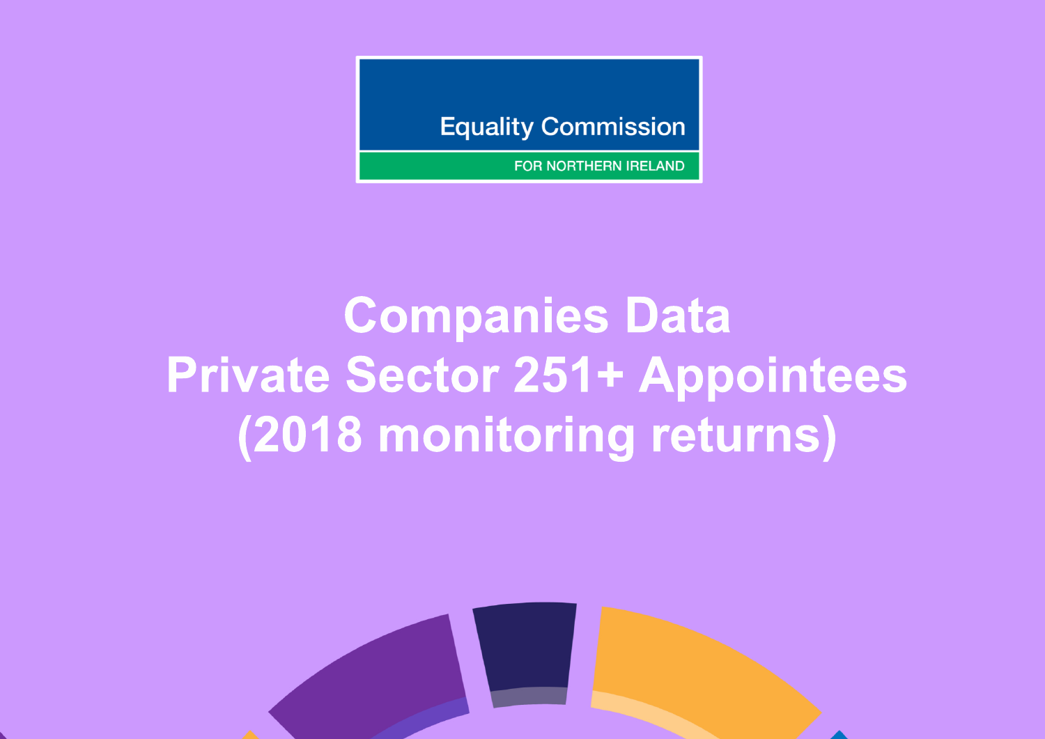Equality Commission

FOR NORTHERN IRELAND

# Companies Data
# Private Sector 251+ Appointees
# (2018 monitoring returns)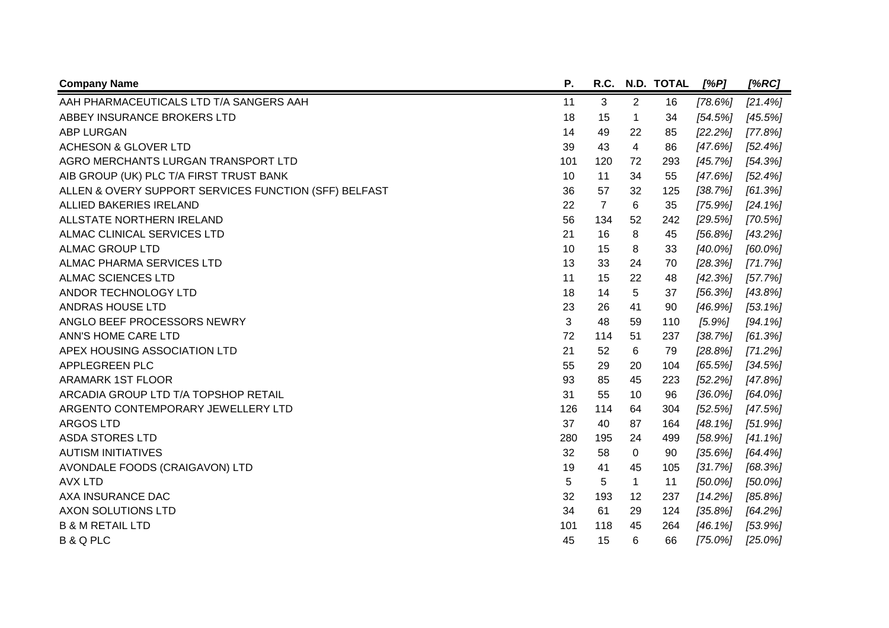| Company Name | P. | R.C. | N.D. | TOTAL | [%P] | [%RC] |
|---|---|---|---|---|---|---|
| AAH PHARMACEUTICALS LTD T/A SANGERS AAH | 11 | 3 | 2 | 16 | [78.6%] | [21.4%] |
| ABBEY INSURANCE BROKERS LTD | 18 | 15 | 1 | 34 | [54.5%] | [45.5%] |
| ABP LURGAN | 14 | 49 | 22 | 85 | [22.2%] | [77.8%] |
| ACHESON & GLOVER LTD | 39 | 43 | 4 | 86 | [47.6%] | [52.4%] |
| AGRO MERCHANTS LURGAN TRANSPORT LTD | 101 | 120 | 72 | 293 | [45.7%] | [54.3%] |
| AIB GROUP (UK) PLC T/A FIRST TRUST BANK | 10 | 11 | 34 | 55 | [47.6%] | [52.4%] |
| ALLEN & OVERY SUPPORT SERVICES FUNCTION (SFF) BELFAST | 36 | 57 | 32 | 125 | [38.7%] | [61.3%] |
| ALLIED BAKERIES IRELAND | 22 | 7 | 6 | 35 | [75.9%] | [24.1%] |
| ALLSTATE NORTHERN IRELAND | 56 | 134 | 52 | 242 | [29.5%] | [70.5%] |
| ALMAC CLINICAL SERVICES LTD | 21 | 16 | 8 | 45 | [56.8%] | [43.2%] |
| ALMAC GROUP LTD | 10 | 15 | 8 | 33 | [40.0%] | [60.0%] |
| ALMAC PHARMA SERVICES LTD | 13 | 33 | 24 | 70 | [28.3%] | [71.7%] |
| ALMAC SCIENCES LTD | 11 | 15 | 22 | 48 | [42.3%] | [57.7%] |
| ANDOR TECHNOLOGY LTD | 18 | 14 | 5 | 37 | [56.3%] | [43.8%] |
| ANDRAS HOUSE LTD | 23 | 26 | 41 | 90 | [46.9%] | [53.1%] |
| ANGLO BEEF PROCESSORS NEWRY | 3 | 48 | 59 | 110 | [5.9%] | [94.1%] |
| ANN'S HOME CARE LTD | 72 | 114 | 51 | 237 | [38.7%] | [61.3%] |
| APEX HOUSING ASSOCIATION LTD | 21 | 52 | 6 | 79 | [28.8%] | [71.2%] |
| APPLEGREEN PLC | 55 | 29 | 20 | 104 | [65.5%] | [34.5%] |
| ARAMARK 1ST FLOOR | 93 | 85 | 45 | 223 | [52.2%] | [47.8%] |
| ARCADIA GROUP LTD T/A TOPSHOP RETAIL | 31 | 55 | 10 | 96 | [36.0%] | [64.0%] |
| ARGENTO CONTEMPORARY JEWELLERY LTD | 126 | 114 | 64 | 304 | [52.5%] | [47.5%] |
| ARGOS LTD | 37 | 40 | 87 | 164 | [48.1%] | [51.9%] |
| ASDA STORES LTD | 280 | 195 | 24 | 499 | [58.9%] | [41.1%] |
| AUTISM INITIATIVES | 32 | 58 | 0 | 90 | [35.6%] | [64.4%] |
| AVONDALE FOODS (CRAIGAVON) LTD | 19 | 41 | 45 | 105 | [31.7%] | [68.3%] |
| AVX LTD | 5 | 5 | 1 | 11 | [50.0%] | [50.0%] |
| AXA INSURANCE DAC | 32 | 193 | 12 | 237 | [14.2%] | [85.8%] |
| AXON SOLUTIONS LTD | 34 | 61 | 29 | 124 | [35.8%] | [64.2%] |
| B & M RETAIL LTD | 101 | 118 | 45 | 264 | [46.1%] | [53.9%] |
| B & Q PLC | 45 | 15 | 6 | 66 | [75.0%] | [25.0%] |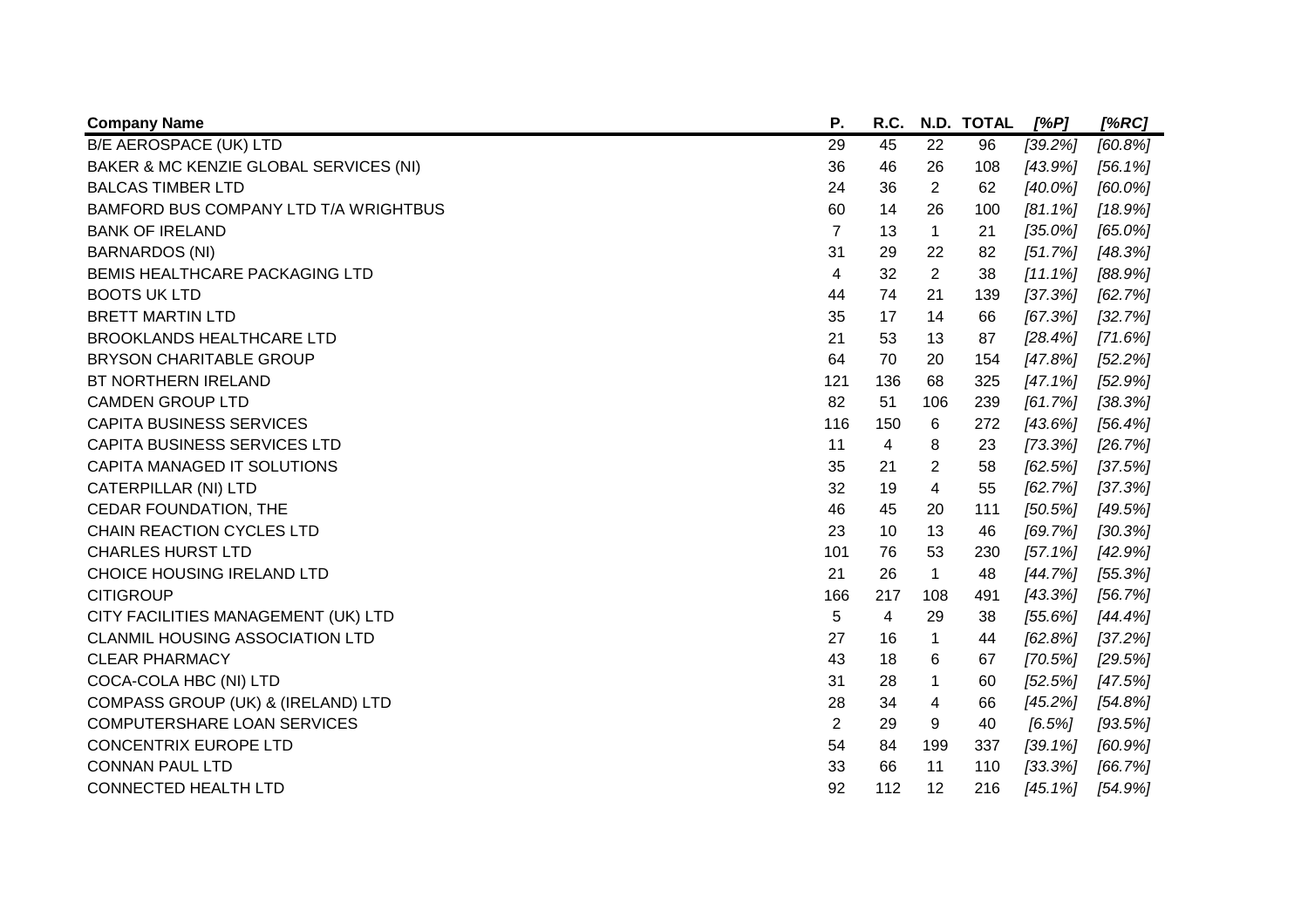| Company Name | P. | R.C. | N.D. | TOTAL | *[%P]* | *[%RC]* |
|---|---|---|---|---|---|---|
| B/E AEROSPACE (UK) LTD | 29 | 45 | 22 | 96 | *[39.2%]* | *[60.8%]* |
| BAKER & MC KENZIE GLOBAL SERVICES (NI) | 36 | 46 | 26 | 108 | *[43.9%]* | *[56.1%]* |
| BALCAS TIMBER LTD | 24 | 36 | 2 | 62 | *[40.0%]* | *[60.0%]* |
| BAMFORD BUS COMPANY LTD T/A WRIGHTBUS | 60 | 14 | 26 | 100 | *[81.1%]* | *[18.9%]* |
| BANK OF IRELAND | 7 | 13 | 1 | 21 | *[35.0%]* | *[65.0%]* |
| BARNARDOS (NI) | 31 | 29 | 22 | 82 | *[51.7%]* | *[48.3%]* |
| BEMIS HEALTHCARE PACKAGING LTD | 4 | 32 | 2 | 38 | *[11.1%]* | *[88.9%]* |
| BOOTS UK LTD | 44 | 74 | 21 | 139 | *[37.3%]* | *[62.7%]* |
| BRETT MARTIN LTD | 35 | 17 | 14 | 66 | *[67.3%]* | *[32.7%]* |
| BROOKLANDS HEALTHCARE LTD | 21 | 53 | 13 | 87 | *[28.4%]* | *[71.6%]* |
| BRYSON CHARITABLE GROUP | 64 | 70 | 20 | 154 | *[47.8%]* | *[52.2%]* |
| BT NORTHERN IRELAND | 121 | 136 | 68 | 325 | *[47.1%]* | *[52.9%]* |
| CAMDEN GROUP LTD | 82 | 51 | 106 | 239 | *[61.7%]* | *[38.3%]* |
| CAPITA BUSINESS SERVICES | 116 | 150 | 6 | 272 | *[43.6%]* | *[56.4%]* |
| CAPITA BUSINESS SERVICES LTD | 11 | 4 | 8 | 23 | *[73.3%]* | *[26.7%]* |
| CAPITA MANAGED IT SOLUTIONS | 35 | 21 | 2 | 58 | *[62.5%]* | *[37.5%]* |
| CATERPILLAR (NI) LTD | 32 | 19 | 4 | 55 | *[62.7%]* | *[37.3%]* |
| CEDAR FOUNDATION, THE | 46 | 45 | 20 | 111 | *[50.5%]* | *[49.5%]* |
| CHAIN REACTION CYCLES LTD | 23 | 10 | 13 | 46 | *[69.7%]* | *[30.3%]* |
| CHARLES HURST LTD | 101 | 76 | 53 | 230 | *[57.1%]* | *[42.9%]* |
| CHOICE HOUSING IRELAND LTD | 21 | 26 | 1 | 48 | *[44.7%]* | *[55.3%]* |
| CITIGROUP | 166 | 217 | 108 | 491 | *[43.3%]* | *[56.7%]* |
| CITY FACILITIES MANAGEMENT (UK) LTD | 5 | 4 | 29 | 38 | *[55.6%]* | *[44.4%]* |
| CLANMIL HOUSING ASSOCIATION LTD | 27 | 16 | 1 | 44 | *[62.8%]* | *[37.2%]* |
| CLEAR PHARMACY | 43 | 18 | 6 | 67 | *[70.5%]* | *[29.5%]* |
| COCA-COLA HBC (NI) LTD | 31 | 28 | 1 | 60 | *[52.5%]* | *[47.5%]* |
| COMPASS GROUP (UK) & (IRELAND) LTD | 28 | 34 | 4 | 66 | *[45.2%]* | *[54.8%]* |
| COMPUTERSHARE LOAN SERVICES | 2 | 29 | 9 | 40 | *[6.5%]* | *[93.5%]* |
| CONCENTRIX EUROPE LTD | 54 | 84 | 199 | 337 | *[39.1%]* | *[60.9%]* |
| CONNAN PAUL LTD | 33 | 66 | 11 | 110 | *[33.3%]* | *[66.7%]* |
| CONNECTED HEALTH LTD | 92 | 112 | 12 | 216 | *[45.1%]* | *[54.9%]* |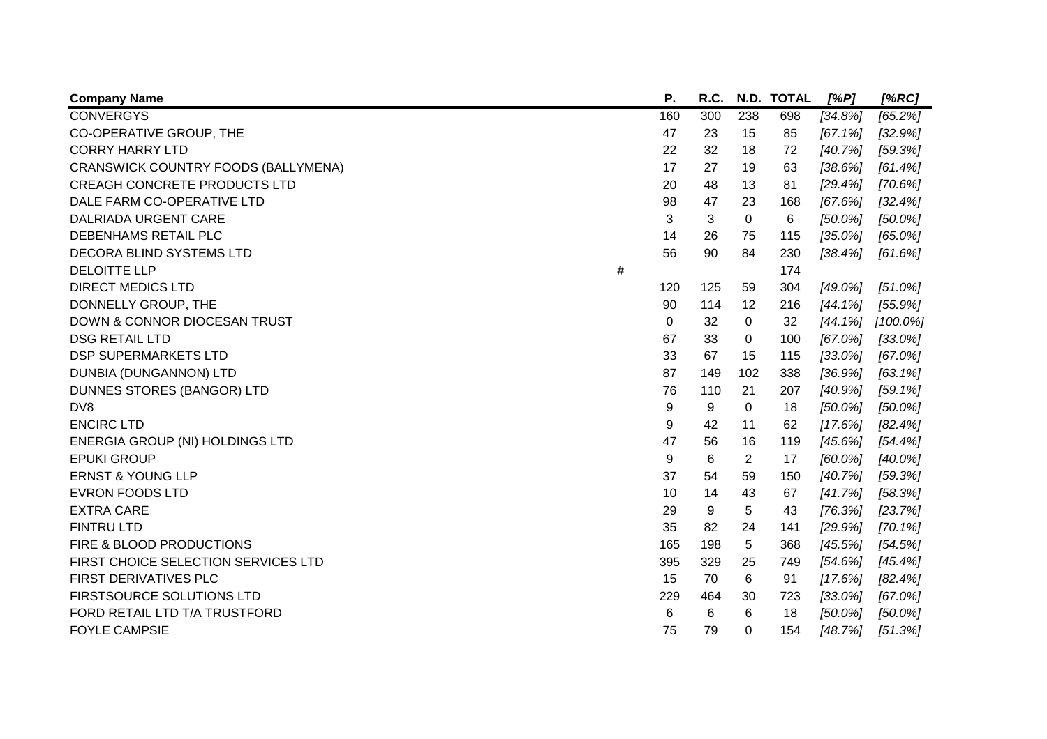| Company Name | | P. | R.C. | N.D. | TOTAL | [%P] | [%RC] |
|---|---|---|---|---|---|---|---|
| CONVERGYS | | 160 | 300 | 238 | 698 | [34.8%] | [65.2%] |
| CO-OPERATIVE GROUP, THE | | 47 | 23 | 15 | 85 | [67.1%] | [32.9%] |
| CORRY HARRY LTD | | 22 | 32 | 18 | 72 | [40.7%] | [59.3%] |
| CRANSWICK COUNTRY FOODS (BALLYMENA) | | 17 | 27 | 19 | 63 | [38.6%] | [61.4%] |
| CREAGH CONCRETE PRODUCTS LTD | | 20 | 48 | 13 | 81 | [29.4%] | [70.6%] |
| DALE FARM CO-OPERATIVE LTD | | 98 | 47 | 23 | 168 | [67.6%] | [32.4%] |
| DALRIADA URGENT CARE | | 3 | 3 | 0 | 6 | [50.0%] | [50.0%] |
| DEBENHAMS RETAIL PLC | | 14 | 26 | 75 | 115 | [35.0%] | [65.0%] |
| DECORA BLIND SYSTEMS LTD | | 56 | 90 | 84 | 230 | [38.4%] | [61.6%] |
| DELOITTE LLP | # | | | | 174 | | |
| DIRECT MEDICS LTD | | 120 | 125 | 59 | 304 | [49.0%] | [51.0%] |
| DONNELLY GROUP, THE | | 90 | 114 | 12 | 216 | [44.1%] | [55.9%] |
| DOWN & CONNOR DIOCESAN TRUST | | 0 | 32 | 0 | 32 | [44.1%] | [100.0%] |
| DSG RETAIL LTD | | 67 | 33 | 0 | 100 | [67.0%] | [33.0%] |
| DSP SUPERMARKETS LTD | | 33 | 67 | 15 | 115 | [33.0%] | [67.0%] |
| DUNBIA (DUNGANNON) LTD | | 87 | 149 | 102 | 338 | [36.9%] | [63.1%] |
| DUNNES STORES (BANGOR) LTD | | 76 | 110 | 21 | 207 | [40.9%] | [59.1%] |
| DV8 | | 9 | 9 | 0 | 18 | [50.0%] | [50.0%] |
| ENCIRC LTD | | 9 | 42 | 11 | 62 | [17.6%] | [82.4%] |
| ENERGIA GROUP (NI) HOLDINGS LTD | | 47 | 56 | 16 | 119 | [45.6%] | [54.4%] |
| EPUKI GROUP | | 9 | 6 | 2 | 17 | [60.0%] | [40.0%] |
| ERNST & YOUNG LLP | | 37 | 54 | 59 | 150 | [40.7%] | [59.3%] |
| EVRON FOODS LTD | | 10 | 14 | 43 | 67 | [41.7%] | [58.3%] |
| EXTRA CARE | | 29 | 9 | 5 | 43 | [76.3%] | [23.7%] |
| FINTRU LTD | | 35 | 82 | 24 | 141 | [29.9%] | [70.1%] |
| FIRE & BLOOD PRODUCTIONS | | 165 | 198 | 5 | 368 | [45.5%] | [54.5%] |
| FIRST CHOICE SELECTION SERVICES LTD | | 395 | 329 | 25 | 749 | [54.6%] | [45.4%] |
| FIRST DERIVATIVES PLC | | 15 | 70 | 6 | 91 | [17.6%] | [82.4%] |
| FIRSTSOURCE SOLUTIONS LTD | | 229 | 464 | 30 | 723 | [33.0%] | [67.0%] |
| FORD RETAIL LTD T/A TRUSTFORD | | 6 | 6 | 6 | 18 | [50.0%] | [50.0%] |
| FOYLE CAMPSIE | | 75 | 79 | 0 | 154 | [48.7%] | [51.3%] |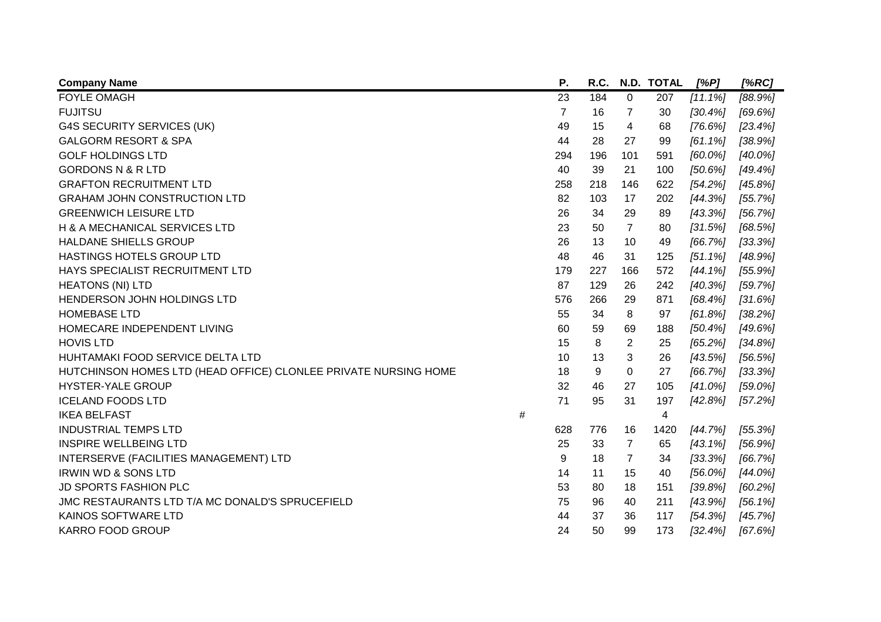| Company Name | | P. | R.C. | N.D. | TOTAL | *[%P]* | *[%RC]* |
|---|---|---|---|---|---|---|---|
| FOYLE OMAGH | | 23 | 184 | 0 | 207 | *[11.1%]* | *[88.9%]* |
| FUJITSU | | 7 | 16 | 7 | 30 | *[30.4%]* | *[69.6%]* |
| G4S SECURITY SERVICES (UK) | | 49 | 15 | 4 | 68 | *[76.6%]* | *[23.4%]* |
| GALGORM RESORT & SPA | | 44 | 28 | 27 | 99 | *[61.1%]* | *[38.9%]* |
| GOLF HOLDINGS LTD | | 294 | 196 | 101 | 591 | *[60.0%]* | *[40.0%]* |
| GORDONS N & R LTD | | 40 | 39 | 21 | 100 | *[50.6%]* | *[49.4%]* |
| GRAFTON RECRUITMENT LTD | | 258 | 218 | 146 | 622 | *[54.2%]* | *[45.8%]* |
| GRAHAM JOHN CONSTRUCTION LTD | | 82 | 103 | 17 | 202 | *[44.3%]* | *[55.7%]* |
| GREENWICH LEISURE LTD | | 26 | 34 | 29 | 89 | *[43.3%]* | *[56.7%]* |
| H & A MECHANICAL SERVICES LTD | | 23 | 50 | 7 | 80 | *[31.5%]* | *[68.5%]* |
| HALDANE SHIELLS GROUP | | 26 | 13 | 10 | 49 | *[66.7%]* | *[33.3%]* |
| HASTINGS HOTELS GROUP LTD | | 48 | 46 | 31 | 125 | *[51.1%]* | *[48.9%]* |
| HAYS SPECIALIST RECRUITMENT LTD | | 179 | 227 | 166 | 572 | *[44.1%]* | *[55.9%]* |
| HEATONS (NI) LTD | | 87 | 129 | 26 | 242 | *[40.3%]* | *[59.7%]* |
| HENDERSON JOHN HOLDINGS LTD | | 576 | 266 | 29 | 871 | *[68.4%]* | *[31.6%]* |
| HOMEBASE LTD | | 55 | 34 | 8 | 97 | *[61.8%]* | *[38.2%]* |
| HOMECARE INDEPENDENT LIVING | | 60 | 59 | 69 | 188 | *[50.4%]* | *[49.6%]* |
| HOVIS LTD | | 15 | 8 | 2 | 25 | *[65.2%]* | *[34.8%]* |
| HUHTAMAKI FOOD SERVICE DELTA LTD | | 10 | 13 | 3 | 26 | *[43.5%]* | *[56.5%]* |
| HUTCHINSON HOMES LTD (HEAD OFFICE) CLONLEE PRIVATE NURSING HOME | | 18 | 9 | 0 | 27 | *[66.7%]* | *[33.3%]* |
| HYSTER-YALE GROUP | | 32 | 46 | 27 | 105 | *[41.0%]* | *[59.0%]* |
| ICELAND FOODS LTD | | 71 | 95 | 31 | 197 | *[42.8%]* | *[57.2%]* |
| IKEA BELFAST | # | | | | 4 | | |
| INDUSTRIAL TEMPS LTD | | 628 | 776 | 16 | 1420 | *[44.7%]* | *[55.3%]* |
| INSPIRE WELLBEING LTD | | 25 | 33 | 7 | 65 | *[43.1%]* | *[56.9%]* |
| INTERSERVE (FACILITIES MANAGEMENT) LTD | | 9 | 18 | 7 | 34 | *[33.3%]* | *[66.7%]* |
| IRWIN WD & SONS LTD | | 14 | 11 | 15 | 40 | *[56.0%]* | *[44.0%]* |
| JD SPORTS FASHION PLC | | 53 | 80 | 18 | 151 | *[39.8%]* | *[60.2%]* |
| JMC RESTAURANTS LTD T/A MC DONALD'S SPRUCEFIELD | | 75 | 96 | 40 | 211 | *[43.9%]* | *[56.1%]* |
| KAINOS SOFTWARE LTD | | 44 | 37 | 36 | 117 | *[54.3%]* | *[45.7%]* |
| KARRO FOOD GROUP | | 24 | 50 | 99 | 173 | *[32.4%]* | *[67.6%]* |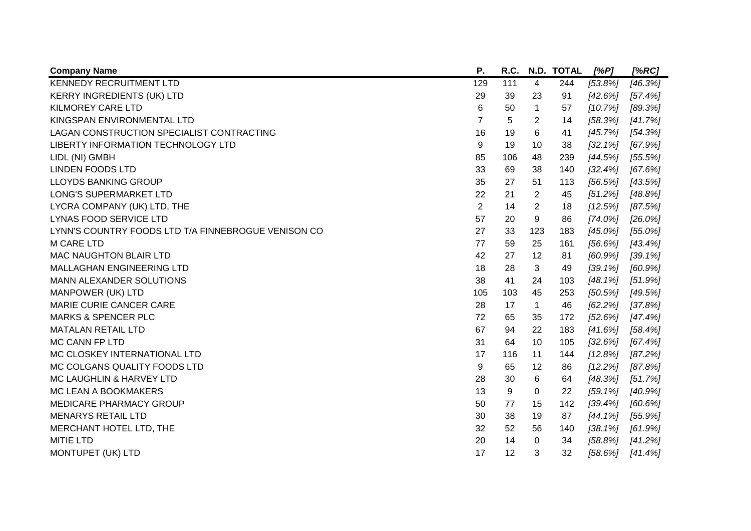| Company Name | P. | R.C. | N.D. | TOTAL | *[%P]* | *[%RC]* |
|---|---|---|---|---|---|---|
| KENNEDY RECRUITMENT LTD | 129 | 111 | 4 | 244 | *[53.8%]* | *[46.3%]* |
| KERRY INGREDIENTS (UK) LTD | 29 | 39 | 23 | 91 | *[42.6%]* | *[57.4%]* |
| KILMOREY CARE LTD | 6 | 50 | 1 | 57 | *[10.7%]* | *[89.3%]* |
| KINGSPAN ENVIRONMENTAL LTD | 7 | 5 | 2 | 14 | *[58.3%]* | *[41.7%]* |
| LAGAN CONSTRUCTION SPECIALIST CONTRACTING | 16 | 19 | 6 | 41 | *[45.7%]* | *[54.3%]* |
| LIBERTY INFORMATION TECHNOLOGY LTD | 9 | 19 | 10 | 38 | *[32.1%]* | *[67.9%]* |
| LIDL (NI) GMBH | 85 | 106 | 48 | 239 | *[44.5%]* | *[55.5%]* |
| LINDEN FOODS LTD | 33 | 69 | 38 | 140 | *[32.4%]* | *[67.6%]* |
| LLOYDS BANKING GROUP | 35 | 27 | 51 | 113 | *[56.5%]* | *[43.5%]* |
| LONG'S SUPERMARKET LTD | 22 | 21 | 2 | 45 | *[51.2%]* | *[48.8%]* |
| LYCRA COMPANY (UK) LTD, THE | 2 | 14 | 2 | 18 | *[12.5%]* | *[87.5%]* |
| LYNAS FOOD SERVICE LTD | 57 | 20 | 9 | 86 | *[74.0%]* | *[26.0%]* |
| LYNN'S COUNTRY FOODS LTD T/A FINNEBROGUE VENISON CO | 27 | 33 | 123 | 183 | *[45.0%]* | *[55.0%]* |
| M CARE LTD | 77 | 59 | 25 | 161 | *[56.6%]* | *[43.4%]* |
| MAC NAUGHTON BLAIR LTD | 42 | 27 | 12 | 81 | *[60.9%]* | *[39.1%]* |
| MALLAGHAN ENGINEERING LTD | 18 | 28 | 3 | 49 | *[39.1%]* | *[60.9%]* |
| MANN ALEXANDER SOLUTIONS | 38 | 41 | 24 | 103 | *[48.1%]* | *[51.9%]* |
| MANPOWER (UK) LTD | 105 | 103 | 45 | 253 | *[50.5%]* | *[49.5%]* |
| MARIE CURIE CANCER CARE | 28 | 17 | 1 | 46 | *[62.2%]* | *[37.8%]* |
| MARKS & SPENCER PLC | 72 | 65 | 35 | 172 | *[52.6%]* | *[47.4%]* |
| MATALAN RETAIL LTD | 67 | 94 | 22 | 183 | *[41.6%]* | *[58.4%]* |
| MC CANN FP LTD | 31 | 64 | 10 | 105 | *[32.6%]* | *[67.4%]* |
| MC CLOSKEY INTERNATIONAL LTD | 17 | 116 | 11 | 144 | *[12.8%]* | *[87.2%]* |
| MC COLGANS QUALITY FOODS LTD | 9 | 65 | 12 | 86 | *[12.2%]* | *[87.8%]* |
| MC LAUGHLIN & HARVEY LTD | 28 | 30 | 6 | 64 | *[48.3%]* | *[51.7%]* |
| MC LEAN A BOOKMAKERS | 13 | 9 | 0 | 22 | *[59.1%]* | *[40.9%]* |
| MEDICARE PHARMACY GROUP | 50 | 77 | 15 | 142 | *[39.4%]* | *[60.6%]* |
| MENARYS RETAIL LTD | 30 | 38 | 19 | 87 | *[44.1%]* | *[55.9%]* |
| MERCHANT HOTEL LTD, THE | 32 | 52 | 56 | 140 | *[38.1%]* | *[61.9%]* |
| MITIE LTD | 20 | 14 | 0 | 34 | *[58.8%]* | *[41.2%]* |
| MONTUPET (UK) LTD | 17 | 12 | 3 | 32 | *[58.6%]* | *[41.4%]* |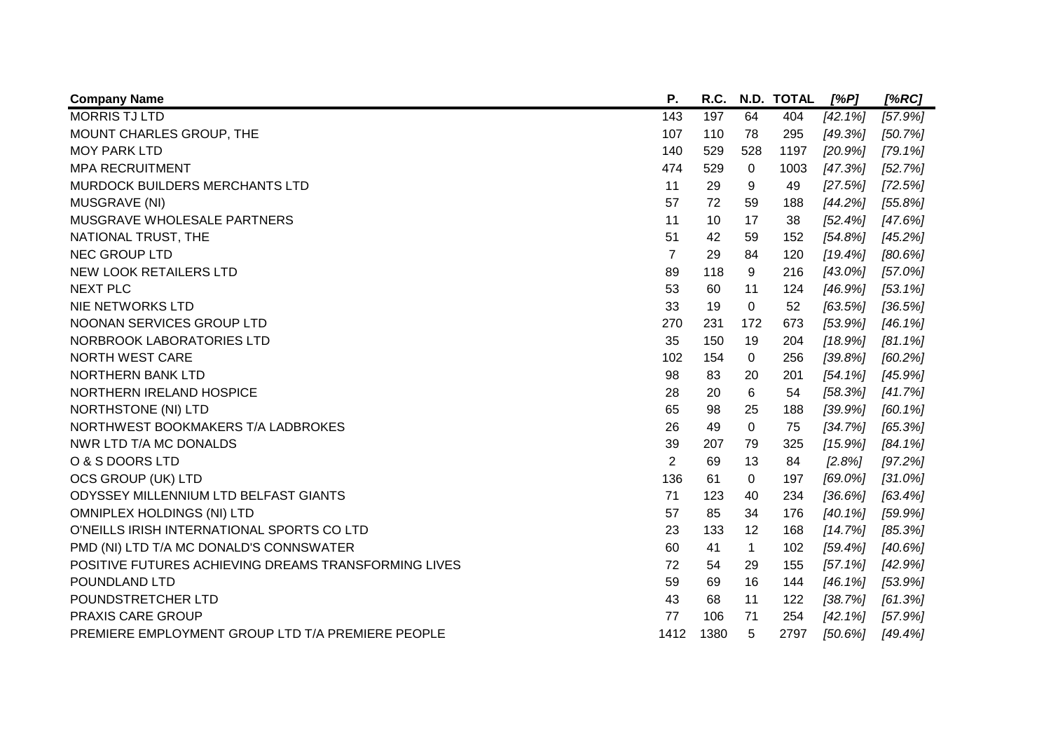| **Company Name** | **P.** | **R.C.** | **N.D.** | **TOTAL** | ***[%P]*** | ***[%RC]*** |
|---|---|---|---|---|---|---|
| MORRIS TJ LTD | 143 | 197 | 64 | 404 | *[42.1%]* | *[57.9%]* |
| MOUNT CHARLES GROUP, THE | 107 | 110 | 78 | 295 | *[49.3%]* | *[50.7%]* |
| MOY PARK LTD | 140 | 529 | 528 | 1197 | *[20.9%]* | *[79.1%]* |
| MPA RECRUITMENT | 474 | 529 | 0 | 1003 | *[47.3%]* | *[52.7%]* |
| MURDOCK BUILDERS MERCHANTS LTD | 11 | 29 | 9 | 49 | *[27.5%]* | *[72.5%]* |
| MUSGRAVE (NI) | 57 | 72 | 59 | 188 | *[44.2%]* | *[55.8%]* |
| MUSGRAVE WHOLESALE PARTNERS | 11 | 10 | 17 | 38 | *[52.4%]* | *[47.6%]* |
| NATIONAL TRUST, THE | 51 | 42 | 59 | 152 | *[54.8%]* | *[45.2%]* |
| NEC GROUP LTD | 7 | 29 | 84 | 120 | *[19.4%]* | *[80.6%]* |
| NEW LOOK RETAILERS LTD | 89 | 118 | 9 | 216 | *[43.0%]* | *[57.0%]* |
| NEXT PLC | 53 | 60 | 11 | 124 | *[46.9%]* | *[53.1%]* |
| NIE NETWORKS LTD | 33 | 19 | 0 | 52 | *[63.5%]* | *[36.5%]* |
| NOONAN SERVICES GROUP LTD | 270 | 231 | 172 | 673 | *[53.9%]* | *[46.1%]* |
| NORBROOK LABORATORIES LTD | 35 | 150 | 19 | 204 | *[18.9%]* | *[81.1%]* |
| NORTH WEST CARE | 102 | 154 | 0 | 256 | *[39.8%]* | *[60.2%]* |
| NORTHERN BANK LTD | 98 | 83 | 20 | 201 | *[54.1%]* | *[45.9%]* |
| NORTHERN IRELAND HOSPICE | 28 | 20 | 6 | 54 | *[58.3%]* | *[41.7%]* |
| NORTHSTONE (NI) LTD | 65 | 98 | 25 | 188 | *[39.9%]* | *[60.1%]* |
| NORTHWEST BOOKMAKERS T/A LADBROKES | 26 | 49 | 0 | 75 | *[34.7%]* | *[65.3%]* |
| NWR LTD T/A MC DONALDS | 39 | 207 | 79 | 325 | *[15.9%]* | *[84.1%]* |
| O & S DOORS LTD | 2 | 69 | 13 | 84 | *[2.8%]* | *[97.2%]* |
| OCS GROUP (UK) LTD | 136 | 61 | 0 | 197 | *[69.0%]* | *[31.0%]* |
| ODYSSEY MILLENNIUM LTD BELFAST GIANTS | 71 | 123 | 40 | 234 | *[36.6%]* | *[63.4%]* |
| OMNIPLEX HOLDINGS (NI) LTD | 57 | 85 | 34 | 176 | *[40.1%]* | *[59.9%]* |
| O'NEILLS IRISH INTERNATIONAL SPORTS CO LTD | 23 | 133 | 12 | 168 | *[14.7%]* | *[85.3%]* |
| PMD (NI) LTD T/A MC DONALD'S CONNSWATER | 60 | 41 | 1 | 102 | *[59.4%]* | *[40.6%]* |
| POSITIVE FUTURES ACHIEVING DREAMS TRANSFORMING LIVES | 72 | 54 | 29 | 155 | *[57.1%]* | *[42.9%]* |
| POUNDLAND LTD | 59 | 69 | 16 | 144 | *[46.1%]* | *[53.9%]* |
| POUNDSTRETCHER LTD | 43 | 68 | 11 | 122 | *[38.7%]* | *[61.3%]* |
| PRAXIS CARE GROUP | 77 | 106 | 71 | 254 | *[42.1%]* | *[57.9%]* |
| PREMIERE EMPLOYMENT GROUP LTD T/A PREMIERE PEOPLE | 1412 | 1380 | 5 | 2797 | *[50.6%]* | *[49.4%]* |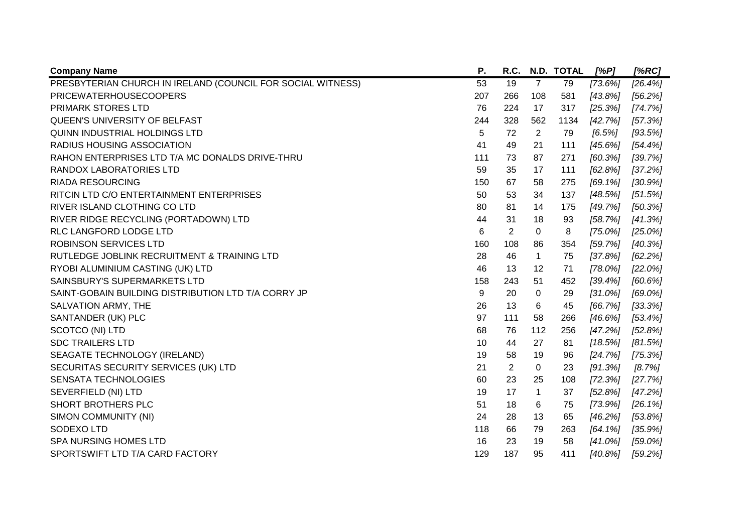| **Company Name** | **P.** | **R.C.** | **N.D.** | **TOTAL** | ***[%P]*** | ***[%RC]*** |
|---|---|---|---|---|---|---|
| PRESBYTERIAN CHURCH IN IRELAND (COUNCIL FOR SOCIAL WITNESS) | 53 | 19 | 7 | 79 | *[73.6%]* | *[26.4%]* |
| PRICEWATERHOUSECOOPERS | 207 | 266 | 108 | 581 | *[43.8%]* | *[56.2%]* |
| PRIMARK STORES LTD | 76 | 224 | 17 | 317 | *[25.3%]* | *[74.7%]* |
| QUEEN'S UNIVERSITY OF BELFAST | 244 | 328 | 562 | 1134 | *[42.7%]* | *[57.3%]* |
| QUINN INDUSTRIAL HOLDINGS LTD | 5 | 72 | 2 | 79 | *[6.5%]* | *[93.5%]* |
| RADIUS HOUSING ASSOCIATION | 41 | 49 | 21 | 111 | *[45.6%]* | *[54.4%]* |
| RAHON ENTERPRISES LTD T/A MC DONALDS DRIVE-THRU | 111 | 73 | 87 | 271 | *[60.3%]* | *[39.7%]* |
| RANDOX LABORATORIES LTD | 59 | 35 | 17 | 111 | *[62.8%]* | *[37.2%]* |
| RIADA RESOURCING | 150 | 67 | 58 | 275 | *[69.1%]* | *[30.9%]* |
| RITCIN LTD C/O ENTERTAINMENT ENTERPRISES | 50 | 53 | 34 | 137 | *[48.5%]* | *[51.5%]* |
| RIVER ISLAND CLOTHING CO LTD | 80 | 81 | 14 | 175 | *[49.7%]* | *[50.3%]* |
| RIVER RIDGE RECYCLING (PORTADOWN) LTD | 44 | 31 | 18 | 93 | *[58.7%]* | *[41.3%]* |
| RLC LANGFORD LODGE LTD | 6 | 2 | 0 | 8 | *[75.0%]* | *[25.0%]* |
| ROBINSON SERVICES LTD | 160 | 108 | 86 | 354 | *[59.7%]* | *[40.3%]* |
| RUTLEDGE JOBLINK RECRUITMENT & TRAINING LTD | 28 | 46 | 1 | 75 | *[37.8%]* | *[62.2%]* |
| RYOBI ALUMINIUM CASTING (UK) LTD | 46 | 13 | 12 | 71 | *[78.0%]* | *[22.0%]* |
| SAINSBURY'S SUPERMARKETS LTD | 158 | 243 | 51 | 452 | *[39.4%]* | *[60.6%]* |
| SAINT-GOBAIN BUILDING DISTRIBUTION LTD T/A CORRY JP | 9 | 20 | 0 | 29 | *[31.0%]* | *[69.0%]* |
| SALVATION ARMY, THE | 26 | 13 | 6 | 45 | *[66.7%]* | *[33.3%]* |
| SANTANDER (UK) PLC | 97 | 111 | 58 | 266 | *[46.6%]* | *[53.4%]* |
| SCOTCO (NI) LTD | 68 | 76 | 112 | 256 | *[47.2%]* | *[52.8%]* |
| SDC TRAILERS LTD | 10 | 44 | 27 | 81 | *[18.5%]* | *[81.5%]* |
| SEAGATE TECHNOLOGY (IRELAND) | 19 | 58 | 19 | 96 | *[24.7%]* | *[75.3%]* |
| SECURITAS SECURITY SERVICES (UK) LTD | 21 | 2 | 0 | 23 | *[91.3%]* | *[8.7%]* |
| SENSATA TECHNOLOGIES | 60 | 23 | 25 | 108 | *[72.3%]* | *[27.7%]* |
| SEVERFIELD (NI) LTD | 19 | 17 | 1 | 37 | *[52.8%]* | *[47.2%]* |
| SHORT BROTHERS PLC | 51 | 18 | 6 | 75 | *[73.9%]* | *[26.1%]* |
| SIMON COMMUNITY (NI) | 24 | 28 | 13 | 65 | *[46.2%]* | *[53.8%]* |
| SODEXO LTD | 118 | 66 | 79 | 263 | *[64.1%]* | *[35.9%]* |
| SPA NURSING HOMES LTD | 16 | 23 | 19 | 58 | *[41.0%]* | *[59.0%]* |
| SPORTSWIFT LTD T/A CARD FACTORY | 129 | 187 | 95 | 411 | *[40.8%]* | *[59.2%]* |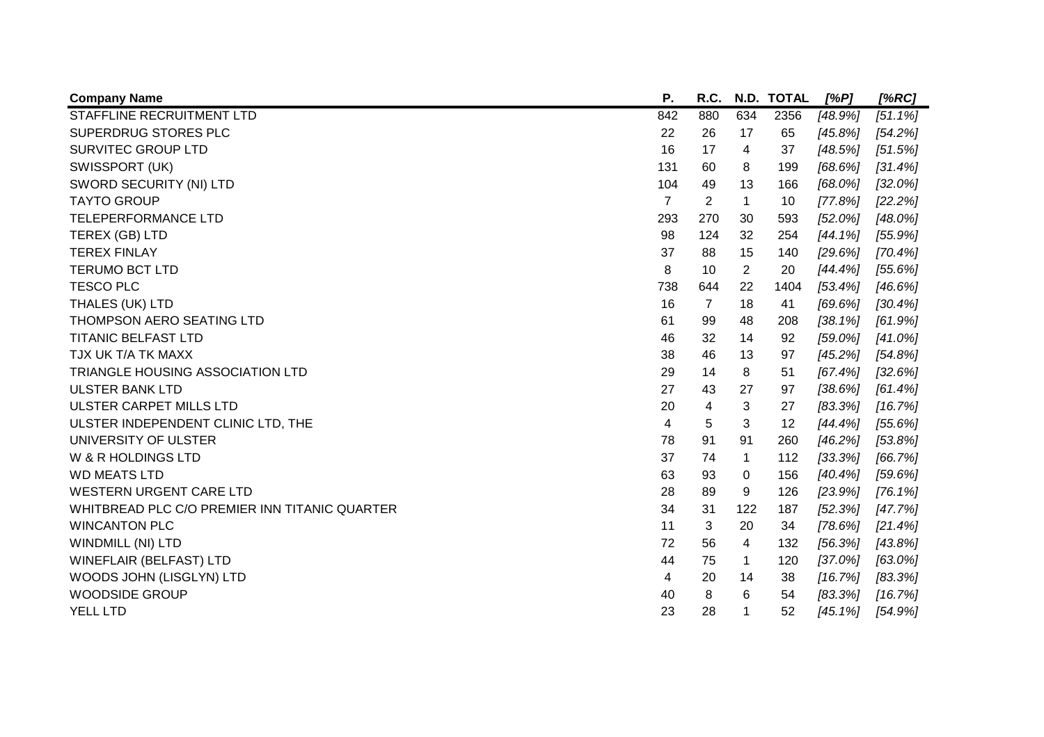| Company Name | P. | R.C. | N.D. | TOTAL | *[%P]* | *[%RC]* |
|---|---|---|---|---|---|---|
| STAFFLINE RECRUITMENT LTD | 842 | 880 | 634 | 2356 | *[48.9%]* | *[51.1%]* |
| SUPERDRUG STORES PLC | 22 | 26 | 17 | 65 | *[45.8%]* | *[54.2%]* |
| SURVITEC GROUP LTD | 16 | 17 | 4 | 37 | *[48.5%]* | *[51.5%]* |
| SWISSPORT (UK) | 131 | 60 | 8 | 199 | *[68.6%]* | *[31.4%]* |
| SWORD SECURITY (NI) LTD | 104 | 49 | 13 | 166 | *[68.0%]* | *[32.0%]* |
| TAYTO GROUP | 7 | 2 | 1 | 10 | *[77.8%]* | *[22.2%]* |
| TELEPERFORMANCE LTD | 293 | 270 | 30 | 593 | *[52.0%]* | *[48.0%]* |
| TEREX (GB) LTD | 98 | 124 | 32 | 254 | *[44.1%]* | *[55.9%]* |
| TEREX FINLAY | 37 | 88 | 15 | 140 | *[29.6%]* | *[70.4%]* |
| TERUMO BCT LTD | 8 | 10 | 2 | 20 | *[44.4%]* | *[55.6%]* |
| TESCO PLC | 738 | 644 | 22 | 1404 | *[53.4%]* | *[46.6%]* |
| THALES (UK) LTD | 16 | 7 | 18 | 41 | *[69.6%]* | *[30.4%]* |
| THOMPSON AERO SEATING LTD | 61 | 99 | 48 | 208 | *[38.1%]* | *[61.9%]* |
| TITANIC BELFAST LTD | 46 | 32 | 14 | 92 | *[59.0%]* | *[41.0%]* |
| TJX UK T/A TK MAXX | 38 | 46 | 13 | 97 | *[45.2%]* | *[54.8%]* |
| TRIANGLE HOUSING ASSOCIATION LTD | 29 | 14 | 8 | 51 | *[67.4%]* | *[32.6%]* |
| ULSTER BANK LTD | 27 | 43 | 27 | 97 | *[38.6%]* | *[61.4%]* |
| ULSTER CARPET MILLS LTD | 20 | 4 | 3 | 27 | *[83.3%]* | *[16.7%]* |
| ULSTER INDEPENDENT CLINIC LTD, THE | 4 | 5 | 3 | 12 | *[44.4%]* | *[55.6%]* |
| UNIVERSITY OF ULSTER | 78 | 91 | 91 | 260 | *[46.2%]* | *[53.8%]* |
| W & R HOLDINGS LTD | 37 | 74 | 1 | 112 | *[33.3%]* | *[66.7%]* |
| WD MEATS LTD | 63 | 93 | 0 | 156 | *[40.4%]* | *[59.6%]* |
| WESTERN URGENT CARE LTD | 28 | 89 | 9 | 126 | *[23.9%]* | *[76.1%]* |
| WHITBREAD PLC C/O PREMIER INN TITANIC QUARTER | 34 | 31 | 122 | 187 | *[52.3%]* | *[47.7%]* |
| WINCANTON PLC | 11 | 3 | 20 | 34 | *[78.6%]* | *[21.4%]* |
| WINDMILL (NI) LTD | 72 | 56 | 4 | 132 | *[56.3%]* | *[43.8%]* |
| WINEFLAIR (BELFAST) LTD | 44 | 75 | 1 | 120 | *[37.0%]* | *[63.0%]* |
| WOODS JOHN (LISGLYN) LTD | 4 | 20 | 14 | 38 | *[16.7%]* | *[83.3%]* |
| WOODSIDE GROUP | 40 | 8 | 6 | 54 | *[83.3%]* | *[16.7%]* |
| YELL LTD | 23 | 28 | 1 | 52 | *[45.1%]* | *[54.9%]* |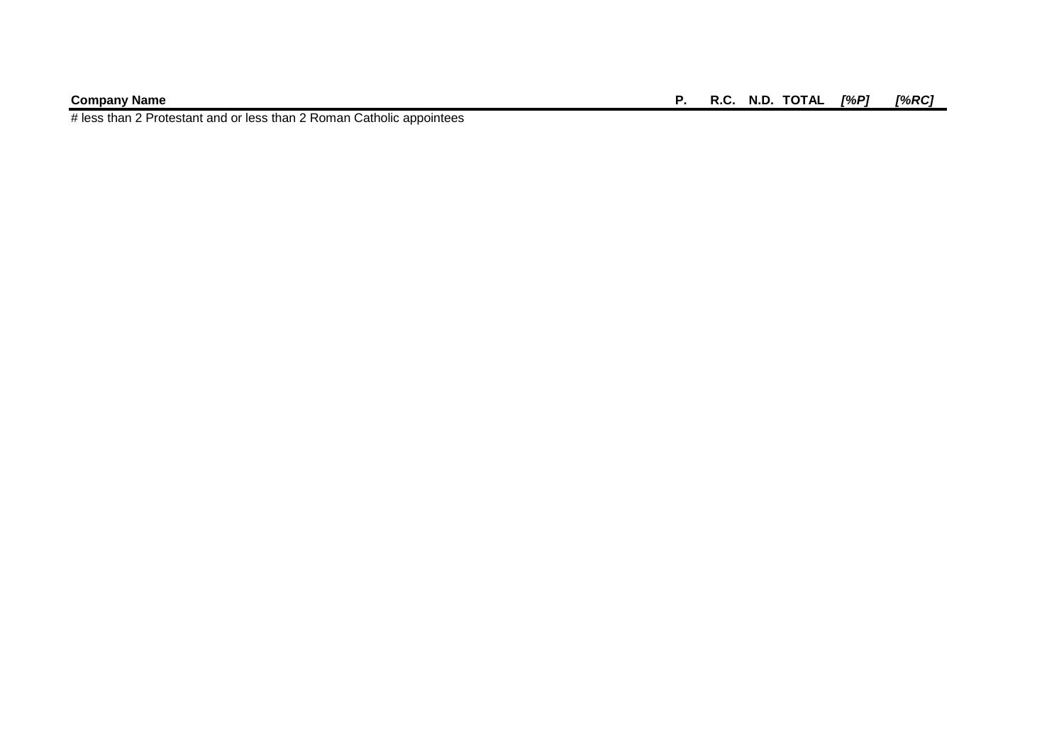| Company Name | P. | R.C. | N.D. | TOTAL | *[%P]* | *[%RC]* |
|---|---|---|---|---|---|---|

# less than 2 Protestant and or less than 2 Roman Catholic appointees